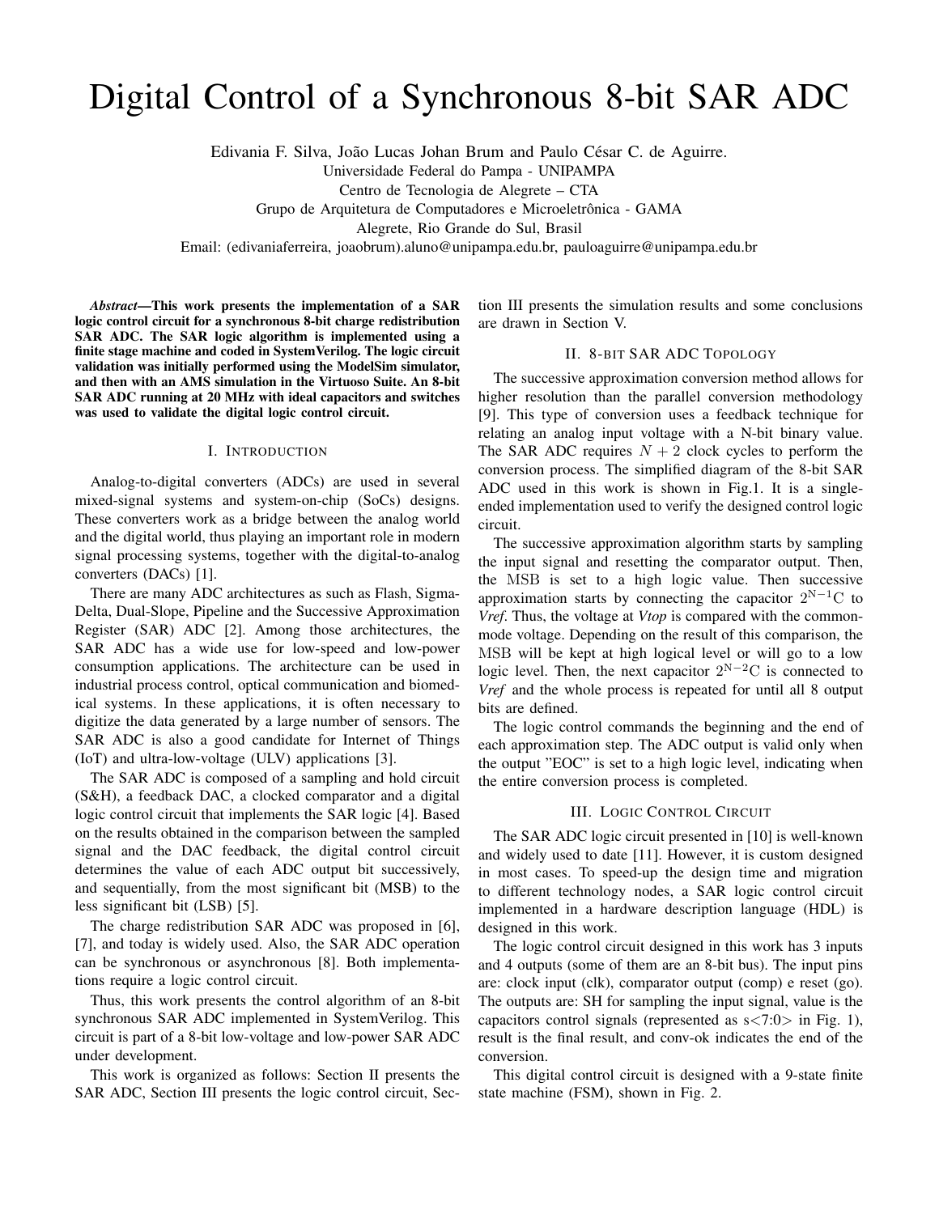# Digital Control of a Synchronous 8-bit SAR ADC

Edivania F. Silva, João Lucas Johan Brum and Paulo César C. de Aguirre.
Universidade Federal do Pampa - UNIPAMPA
Centro de Tecnologia de Alegrete – CTA
Grupo de Arquitetura de Computadores e Microeletrônica - GAMA
Alegrete, Rio Grande do Sul, Brasil
Email: (edivaniaferreira, joaobrum).aluno@unipampa.edu.br, pauloaguirre@unipampa.edu.br

***Abstract*—This work presents the implementation of a SAR logic control circuit for a synchronous 8-bit charge redistribution SAR ADC. The SAR logic algorithm is implemented using a finite stage machine and coded in SystemVerilog. The logic circuit validation was initially performed using the ModelSim simulator, and then with an AMS simulation in the Virtuoso Suite. An 8-bit SAR ADC running at 20 MHz with ideal capacitors and switches was used to validate the digital logic control circuit.**

## I. Introduction

Analog-to-digital converters (ADCs) are used in several mixed-signal systems and system-on-chip (SoCs) designs. These converters work as a bridge between the analog world and the digital world, thus playing an important role in modern signal processing systems, together with the digital-to-analog converters (DACs) [1].

There are many ADC architectures as such as Flash, Sigma-Delta, Dual-Slope, Pipeline and the Successive Approximation Register (SAR) ADC [2]. Among those architectures, the SAR ADC has a wide use for low-speed and low-power consumption applications. The architecture can be used in industrial process control, optical communication and biomedical systems. In these applications, it is often necessary to digitize the data generated by a large number of sensors. The SAR ADC is also a good candidate for Internet of Things (IoT) and ultra-low-voltage (ULV) applications [3].

The SAR ADC is composed of a sampling and hold circuit (S&H), a feedback DAC, a clocked comparator and a digital logic control circuit that implements the SAR logic [4]. Based on the results obtained in the comparison between the sampled signal and the DAC feedback, the digital control circuit determines the value of each ADC output bit successively, and sequentially, from the most significant bit (MSB) to the less significant bit (LSB) [5].

The charge redistribution SAR ADC was proposed in [6], [7], and today is widely used. Also, the SAR ADC operation can be synchronous or asynchronous [8]. Both implementations require a logic control circuit.

Thus, this work presents the control algorithm of an 8-bit synchronous SAR ADC implemented in SystemVerilog. This circuit is part of a 8-bit low-voltage and low-power SAR ADC under development.

This work is organized as follows: Section II presents the SAR ADC, Section III presents the logic control circuit, Section III presents the simulation results and some conclusions are drawn in Section V.

## II. 8-bit SAR ADC Topology

The successive approximation conversion method allows for higher resolution than the parallel conversion methodology [9]. This type of conversion uses a feedback technique for relating an analog input voltage with a N-bit binary value. The SAR ADC requires $N+2$ clock cycles to perform the conversion process. The simplified diagram of the 8-bit SAR ADC used in this work is shown in Fig.1. It is a single-ended implementation used to verify the designed control logic circuit.

The successive approximation algorithm starts by sampling the input signal and resetting the comparator output. Then, the $\mathrm{MSB}$ is set to a high logic value. Then successive approximation starts by connecting the capacitor $2^{\mathrm{N}-1}\mathrm{C}$ to *Vref*. Thus, the voltage at *Vtop* is compared with the common-mode voltage. Depending on the result of this comparison, the $\mathrm{MSB}$ will be kept at high logical level or will go to a low logic level. Then, the next capacitor $2^{\mathrm{N}-2}\mathrm{C}$ is connected to *Vref* and the whole process is repeated for until all 8 output bits are defined.

The logic control commands the beginning and the end of each approximation step. The ADC output is valid only when the output "EOC" is set to a high logic level, indicating when the entire conversion process is completed.

## III. Logic Control Circuit

The SAR ADC logic circuit presented in [10] is well-known and widely used to date [11]. However, it is custom designed in most cases. To speed-up the design time and migration to different technology nodes, a SAR logic control circuit implemented in a hardware description language (HDL) is designed in this work.

The logic control circuit designed in this work has 3 inputs and 4 outputs (some of them are an 8-bit bus). The input pins are: clock input (clk), comparator output (comp) e reset (go). The outputs are: SH for sampling the input signal, value is the capacitors control signals (represented as s<7:0> in Fig. 1), result is the final result, and conv-ok indicates the end of the conversion.

This digital control circuit is designed with a 9-state finite state machine (FSM), shown in Fig. 2.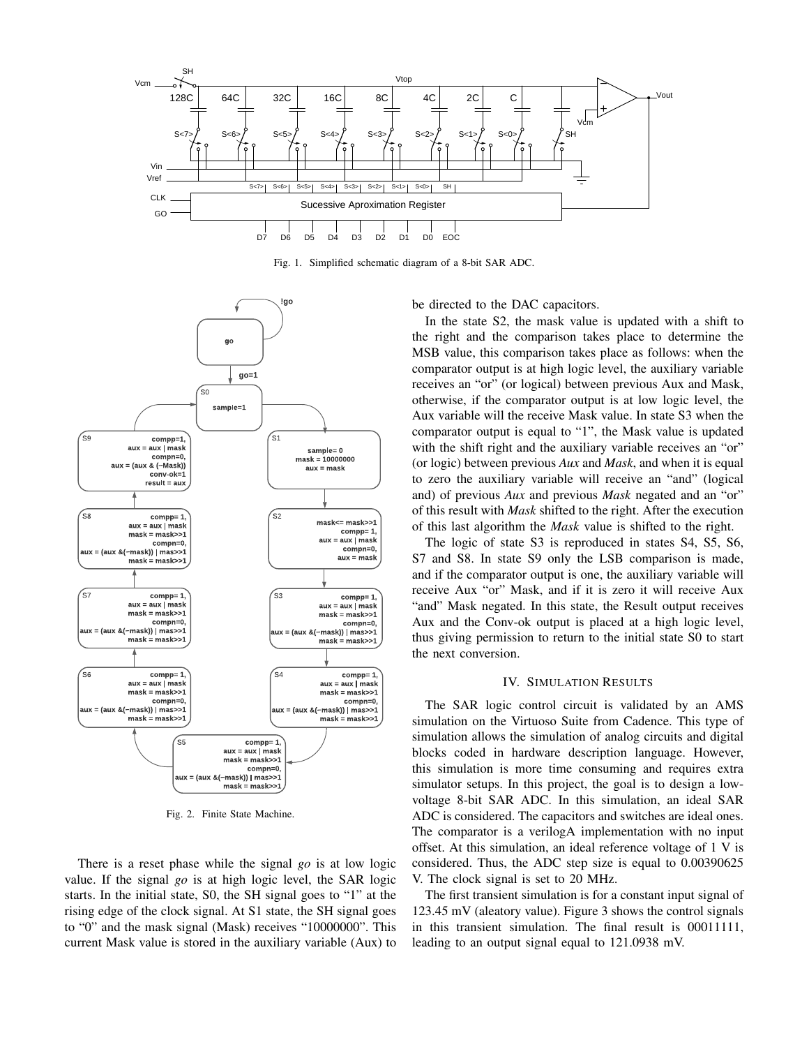Fig. 1. Simplified schematic diagram of a 8-bit SAR ADC.

Fig. 2. Finite State Machine.

There is a reset phase while the signal *go* is at low logic value. If the signal *go* is at high logic level, the SAR logic starts. In the initial state, S0, the SH signal goes to "1" at the rising edge of the clock signal. At S1 state, the SH signal goes to "0" and the mask signal (Mask) receives "10000000". This current Mask value is stored in the auxiliary variable (Aux) to be directed to the DAC capacitors.

In the state S2, the mask value is updated with a shift to the right and the comparison takes place to determine the MSB value, this comparison takes place as follows: when the comparator output is at high logic level, the auxiliary variable receives an "or" (or logical) between previous Aux and Mask, otherwise, if the comparator output is at low logic level, the Aux variable will the receive Mask value. In state S3 when the comparator output is equal to "1", the Mask value is updated with the shift right and the auxiliary variable receives an "or" (or logic) between previous *Aux* and *Mask*, and when it is equal to zero the auxiliary variable will receive an "and" (logical and) of previous *Aux* and previous *Mask* negated and an "or" of this result with *Mask* shifted to the right. After the execution of this last algorithm the *Mask* value is shifted to the right.

The logic of state S3 is reproduced in states S4, S5, S6, S7 and S8. In state S9 only the LSB comparison is made, and if the comparator output is one, the auxiliary variable will receive Aux "or" Mask, and if it is zero it will receive Aux "and" Mask negated. In this state, the Result output receives Aux and the Conv-ok output is placed at a high logic level, thus giving permission to return to the initial state S0 to start the next conversion.

## IV. Simulation Results

The SAR logic control circuit is validated by an AMS simulation on the Virtuoso Suite from Cadence. This type of simulation allows the simulation of analog circuits and digital blocks coded in hardware description language. However, this simulation is more time consuming and requires extra simulator setups. In this project, the goal is to design a low-voltage 8-bit SAR ADC. In this simulation, an ideal SAR ADC is considered. The capacitors and switches are ideal ones. The comparator is a verilogA implementation with no input offset. At this simulation, an ideal reference voltage of 1 V is considered. Thus, the ADC step size is equal to 0.00390625 V. The clock signal is set to 20 MHz.

The first transient simulation is for a constant input signal of 123.45 mV (aleatory value). Figure 3 shows the control signals in this transient simulation. The final result is 00011111, leading to an output signal equal to 121.0938 mV.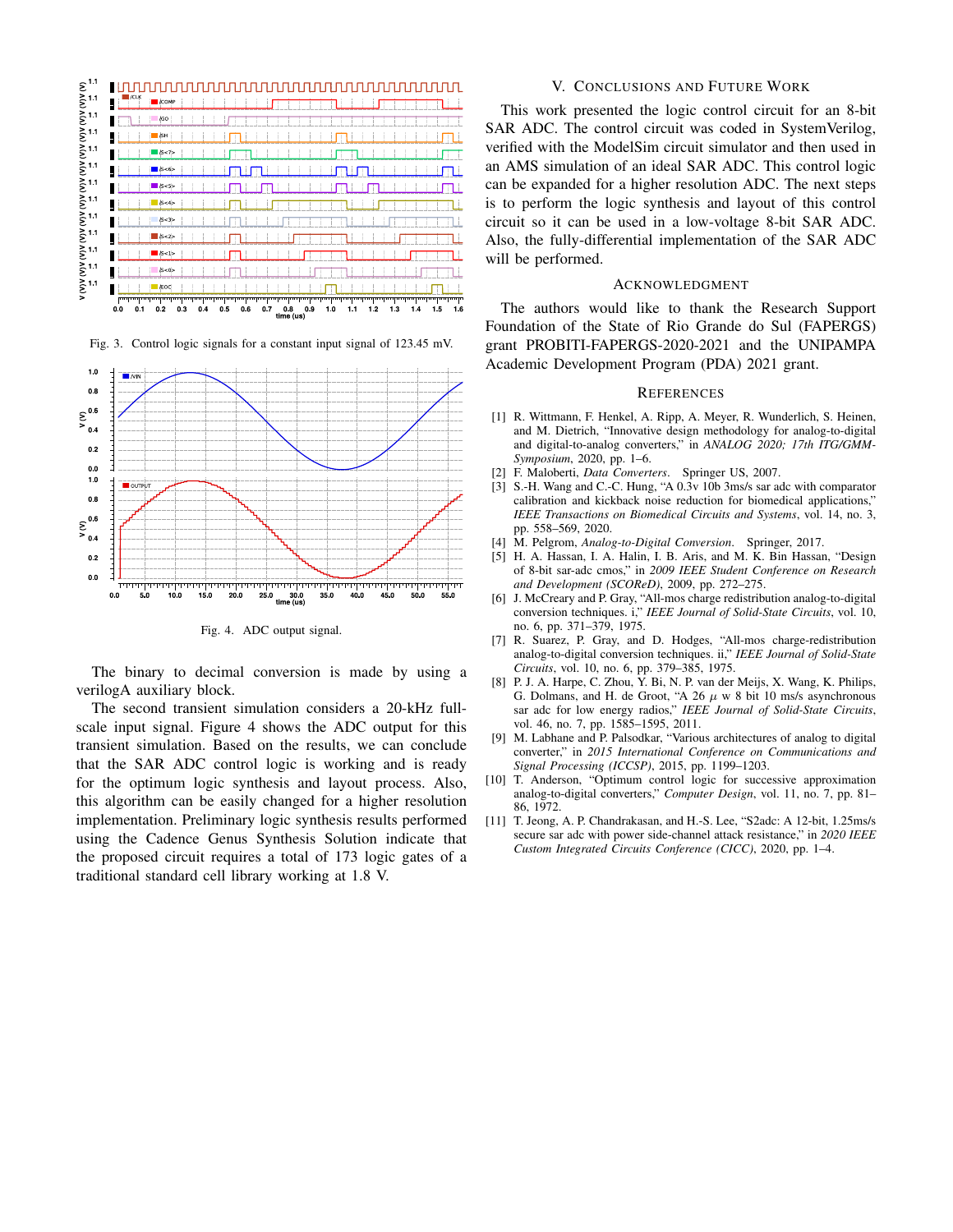/CLK
/COMP
/GO
/SH
/S<7>
/S<6>
/S<5>
/S<4>
/S<3>
/S<2>
/S<1>
/S<0>
/EOC
V (V) V (V) V (V) V (V) V (V) V (V) V (V) V (V) V (V) V (V) V (V) V (V) V (V)
1.1
0.0 0.1 0.2 0.3 0.4 0.5 0.6 0.7 0.8 0.9 1.0 1.1 1.2 1.3 1.4 1.5 1.6
time (us)

Fig. 3. Control logic signals for a constant input signal of 123.45 mV.

/VIN
OUTPUT
V (V)
1.0
0.8
0.6
0.4
0.2
0.0
0.0 5.0 10.0 15.0 20.0 25.0 30.0 35.0 40.0 45.0 50.0 55.0
time (us)

Fig. 4. ADC output signal.

The binary to decimal conversion is made by using a verilogA auxiliary block.

The second transient simulation considers a 20-kHz full-scale input signal. Figure 4 shows the ADC output for this transient simulation. Based on the results, we can conclude that the SAR ADC control logic is working and is ready for the optimum logic synthesis and layout process. Also, this algorithm can be easily changed for a higher resolution implementation. Preliminary logic synthesis results performed using the Cadence Genus Synthesis Solution indicate that the proposed circuit requires a total of 173 logic gates of a traditional standard cell library working at 1.8 V.

## V. Conclusions and Future Work

This work presented the logic control circuit for an 8-bit SAR ADC. The control circuit was coded in SystemVerilog, verified with the ModelSim circuit simulator and then used in an AMS simulation of an ideal SAR ADC. This control logic can be expanded for a higher resolution ADC. The next steps is to perform the logic synthesis and layout of this control circuit so it can be used in a low-voltage 8-bit SAR ADC. Also, the fully-differential implementation of the SAR ADC will be performed.

## Acknowledgment

The authors would like to thank the Research Support Foundation of the State of Rio Grande do Sul (FAPERGS) grant PROBITI-FAPERGS-2020-2021 and the UNIPAMPA Academic Development Program (PDA) 2021 grant.

## References

[1] R. Wittmann, F. Henkel, A. Ripp, A. Meyer, R. Wunderlich, S. Heinen, and M. Dietrich, "Innovative design methodology for analog-to-digital and digital-to-analog converters," in *ANALOG 2020; 17th ITG/GMM-Symposium*, 2020, pp. 1–6.

[2] F. Maloberti, *Data Converters*. Springer US, 2007.

[3] S.-H. Wang and C.-C. Hung, "A 0.3v 10b 3ms/s sar adc with comparator calibration and kickback noise reduction for biomedical applications," *IEEE Transactions on Biomedical Circuits and Systems*, vol. 14, no. 3, pp. 558–569, 2020.

[4] M. Pelgrom, *Analog-to-Digital Conversion*. Springer, 2017.

[5] H. A. Hassan, I. A. Halin, I. B. Aris, and M. K. Bin Hassan, "Design of 8-bit sar-adc cmos," in *2009 IEEE Student Conference on Research and Development (SCOReD)*, 2009, pp. 272–275.

[6] J. McCreary and P. Gray, "All-mos charge redistribution analog-to-digital conversion techniques. i," *IEEE Journal of Solid-State Circuits*, vol. 10, no. 6, pp. 371–379, 1975.

[7] R. Suarez, P. Gray, and D. Hodges, "All-mos charge-redistribution analog-to-digital conversion techniques. ii," *IEEE Journal of Solid-State Circuits*, vol. 10, no. 6, pp. 379–385, 1975.

[8] P. J. A. Harpe, C. Zhou, Y. Bi, N. P. van der Meijs, X. Wang, K. Philips, G. Dolmans, and H. de Groot, "A 26 $\mu$ w 8 bit 10 ms/s asynchronous sar adc for low energy radios," *IEEE Journal of Solid-State Circuits*, vol. 46, no. 7, pp. 1585–1595, 2011.

[9] M. Labhane and P. Palsodkar, "Various architectures of analog to digital converter," in *2015 International Conference on Communications and Signal Processing (ICCSP)*, 2015, pp. 1199–1203.

[10] T. Anderson, "Optimum control logic for successive approximation analog-to-digital converters," *Computer Design*, vol. 11, no. 7, pp. 81–86, 1972.

[11] T. Jeong, A. P. Chandrakasan, and H.-S. Lee, "S2adc: A 12-bit, 1.25ms/s secure sar adc with power side-channel attack resistance," in *2020 IEEE Custom Integrated Circuits Conference (CICC)*, 2020, pp. 1–4.